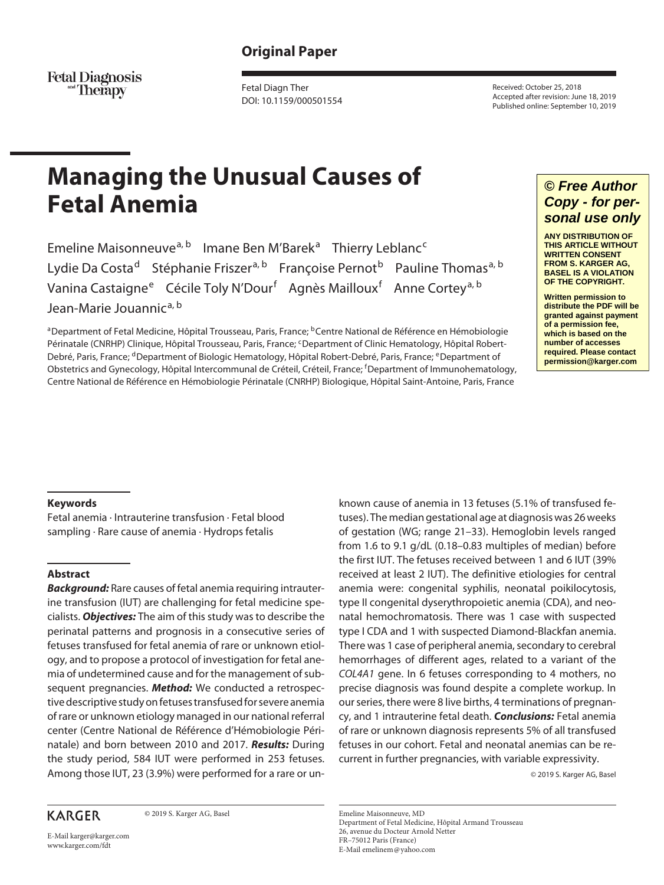Original Paper

Fetal Diagn Ther
DOI: 10.1159/000501554

Received: October 25, 2018
Accepted after revision: June 18, 2019
Published online: September 10, 2019

# Managing the Unusual Causes of Fetal Anemia

Emeline Maisonneuve[a, b] Imane Ben M'Barek[a] Thierry Leblanc[c] Lydie Da Costa[d] Stéphanie Friszer[a, b] Françoise Pernot[b] Pauline Thomas[a, b] Vanina Castaigne[e] Cécile Toly N'Dour[f] Agnès Mailloux[f] Anne Cortey[a, b] Jean-Marie Jouannic[a, b]

[a]Department of Fetal Medicine, Hôpital Trousseau, Paris, France; [b]Centre National de Référence en Hémobiologie Périnatale (CNRHP) Clinique, Hôpital Trousseau, Paris, France; [c]Department of Clinic Hematology, Hôpital Robert-Debré, Paris, France; [d]Department of Biologic Hematology, Hôpital Robert-Debré, Paris, France; [e]Department of Obstetrics and Gynecology, Hôpital Intercommunal de Créteil, Créteil, France; [f]Department of Immunohematology, Centre National de Référence en Hémobiologie Périnatale (CNRHP) Biologique, Hôpital Saint-Antoine, Paris, France

**© Free Author Copy - for personal use only**

**ANY DISTRIBUTION OF THIS ARTICLE WITHOUT WRITTEN CONSENT FROM S. KARGER AG, BASEL IS A VIOLATION OF THE COPYRIGHT.**

**Written permission to distribute the PDF will be granted against payment of a permission fee, which is based on the number of accesses required. Please contact permission@karger.com**

### Keywords

Fetal anemia · Intrauterine transfusion · Fetal blood sampling · Rare cause of anemia · Hydrops fetalis

### Abstract

***Background:*** Rare causes of fetal anemia requiring intrauterine transfusion (IUT) are challenging for fetal medicine specialists. ***Objectives:*** The aim of this study was to describe the perinatal patterns and prognosis in a consecutive series of fetuses transfused for fetal anemia of rare or unknown etiology, and to propose a protocol of investigation for fetal anemia of undetermined cause and for the management of subsequent pregnancies. ***Method:*** We conducted a retrospective descriptive study on fetuses transfused for severe anemia of rare or unknown etiology managed in our national referral center (Centre National de Référence d'Hémobiologie Périnatale) and born between 2010 and 2017. ***Results:*** During the study period, 584 IUT were performed in 253 fetuses. Among those IUT, 23 (3.9%) were performed for a rare or unknown cause of anemia in 13 fetuses (5.1% of transfused fetuses). The median gestational age at diagnosis was 26 weeks of gestation (WG; range 21–33). Hemoglobin levels ranged from 1.6 to 9.1 g/dL (0.18–0.83 multiples of median) before the first IUT. The fetuses received between 1 and 6 IUT (39% received at least 2 IUT). The definitive etiologies for central anemia were: congenital syphilis, neonatal poikilocytosis, type II congenital dyserythropoietic anemia (CDA), and neonatal hemochromatosis. There was 1 case with suspected type I CDA and 1 with suspected Diamond-Blackfan anemia. There was 1 case of peripheral anemia, secondary to cerebral hemorrhages of different ages, related to a variant of the *COL4A1* gene. In 6 fetuses corresponding to 4 mothers, no precise diagnosis was found despite a complete workup. In our series, there were 8 live births, 4 terminations of pregnancy, and 1 intrauterine fetal death. ***Conclusions:*** Fetal anemia of rare or unknown diagnosis represents 5% of all transfused fetuses in our cohort. Fetal and neonatal anemias can be recurrent in further pregnancies, with variable expressivity.

© 2019 S. Karger AG, Basel

KARGER © 2019 S. Karger AG, Basel

E-Mail karger@karger.com
www.karger.com/fdt

Emeline Maisonneuve, MD
Department of Fetal Medicine, Hôpital Armand Trousseau
26, avenue du Docteur Arnold Netter
FR–75012 Paris (France)
E-Mail emelinem@yahoo.com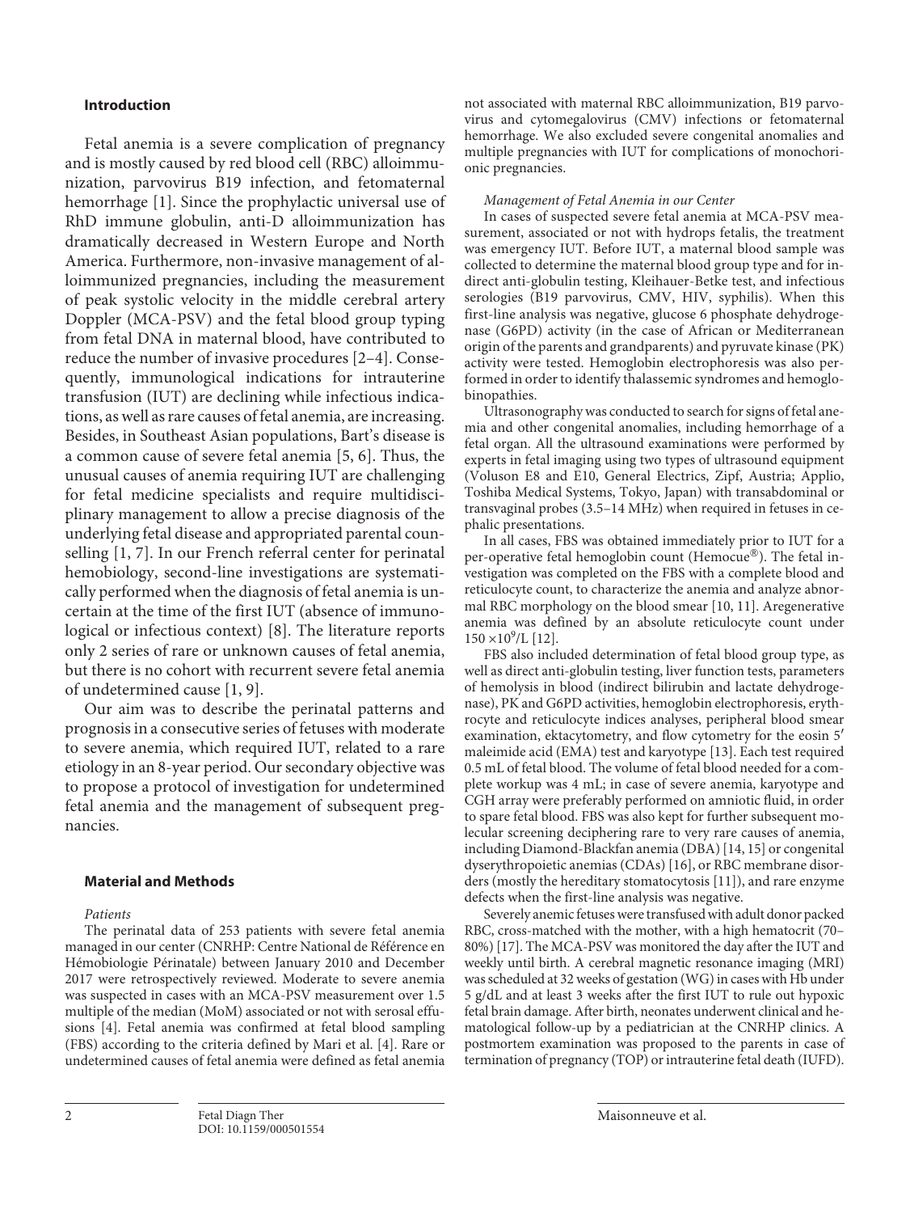## Introduction

Fetal anemia is a severe complication of pregnancy and is mostly caused by red blood cell (RBC) alloimmunization, parvovirus B19 infection, and fetomaternal hemorrhage [1]. Since the prophylactic universal use of RhD immune globulin, anti-D alloimmunization has dramatically decreased in Western Europe and North America. Furthermore, non-invasive management of alloimmunized pregnancies, including the measurement of peak systolic velocity in the middle cerebral artery Doppler (MCA-PSV) and the fetal blood group typing from fetal DNA in maternal blood, have contributed to reduce the number of invasive procedures [2–4]. Consequently, immunological indications for intrauterine transfusion (IUT) are declining while infectious indications, as well as rare causes of fetal anemia, are increasing. Besides, in Southeast Asian populations, Bart's disease is a common cause of severe fetal anemia [5, 6]. Thus, the unusual causes of anemia requiring IUT are challenging for fetal medicine specialists and require multidisciplinary management to allow a precise diagnosis of the underlying fetal disease and appropriated parental counselling [1, 7]. In our French referral center for perinatal hemobiology, second-line investigations are systematically performed when the diagnosis of fetal anemia is uncertain at the time of the first IUT (absence of immunological or infectious context) [8]. The literature reports only 2 series of rare or unknown causes of fetal anemia, but there is no cohort with recurrent severe fetal anemia of undetermined cause [1, 9].

Our aim was to describe the perinatal patterns and prognosis in a consecutive series of fetuses with moderate to severe anemia, which required IUT, related to a rare etiology in an 8-year period. Our secondary objective was to propose a protocol of investigation for undetermined fetal anemia and the management of subsequent pregnancies.

## Material and Methods

*Patients*

The perinatal data of 253 patients with severe fetal anemia managed in our center (CNRHP: Centre National de Référence en Hémobiologie Périnatale) between January 2010 and December 2017 were retrospectively reviewed. Moderate to severe anemia was suspected in cases with an MCA-PSV measurement over 1.5 multiple of the median (MoM) associated or not with serosal effusions [4]. Fetal anemia was confirmed at fetal blood sampling (FBS) according to the criteria defined by Mari et al. [4]. Rare or undetermined causes of fetal anemia were defined as fetal anemia not associated with maternal RBC alloimmunization, B19 parvovirus and cytomegalovirus (CMV) infections or fetomaternal hemorrhage. We also excluded severe congenital anomalies and multiple pregnancies with IUT for complications of monochorionic pregnancies.

*Management of Fetal Anemia in our Center*

In cases of suspected severe fetal anemia at MCA-PSV measurement, associated or not with hydrops fetalis, the treatment was emergency IUT. Before IUT, a maternal blood sample was collected to determine the maternal blood group type and for indirect anti-globulin testing, Kleihauer-Betke test, and infectious serologies (B19 parvovirus, CMV, HIV, syphilis). When this first-line analysis was negative, glucose 6 phosphate dehydrogenase (G6PD) activity (in the case of African or Mediterranean origin of the parents and grandparents) and pyruvate kinase (PK) activity were tested. Hemoglobin electrophoresis was also performed in order to identify thalassemic syndromes and hemoglobinopathies.

Ultrasonography was conducted to search for signs of fetal anemia and other congenital anomalies, including hemorrhage of a fetal organ. All the ultrasound examinations were performed by experts in fetal imaging using two types of ultrasound equipment (Voluson E8 and E10, General Electrics, Zipf, Austria; Applio, Toshiba Medical Systems, Tokyo, Japan) with transabdominal or transvaginal probes (3.5–14 MHz) when required in fetuses in cephalic presentations.

In all cases, FBS was obtained immediately prior to IUT for a per-operative fetal hemoglobin count (Hemocue®). The fetal investigation was completed on the FBS with a complete blood and reticulocyte count, to characterize the anemia and analyze abnormal RBC morphology on the blood smear [10, 11]. Aregenerative anemia was defined by an absolute reticulocyte count under $150 \times 10^9$/L [12].

FBS also included determination of fetal blood group type, as well as direct anti-globulin testing, liver function tests, parameters of hemolysis in blood (indirect bilirubin and lactate dehydrogenase), PK and G6PD activities, hemoglobin electrophoresis, erythrocyte and reticulocyte indices analyses, peripheral blood smear examination, ektacytometry, and flow cytometry for the eosin 5′ maleimide acid (EMA) test and karyotype [13]. Each test required 0.5 mL of fetal blood. The volume of fetal blood needed for a complete workup was 4 mL; in case of severe anemia, karyotype and CGH array were preferably performed on amniotic fluid, in order to spare fetal blood. FBS was also kept for further subsequent molecular screening deciphering rare to very rare causes of anemia, including Diamond-Blackfan anemia (DBA) [14, 15] or congenital dyserythropoietic anemias (CDAs) [16], or RBC membrane disorders (mostly the hereditary stomatocytosis [11]), and rare enzyme defects when the first-line analysis was negative.

Severely anemic fetuses were transfused with adult donor packed RBC, cross-matched with the mother, with a high hematocrit (70–80%) [17]. The MCA-PSV was monitored the day after the IUT and weekly until birth. A cerebral magnetic resonance imaging (MRI) was scheduled at 32 weeks of gestation (WG) in cases with Hb under 5 g/dL and at least 3 weeks after the first IUT to rule out hypoxic fetal brain damage. After birth, neonates underwent clinical and hematological follow-up by a pediatrician at the CNRHP clinics. A postmortem examination was proposed to the parents in case of termination of pregnancy (TOP) or intrauterine fetal death (IUFD).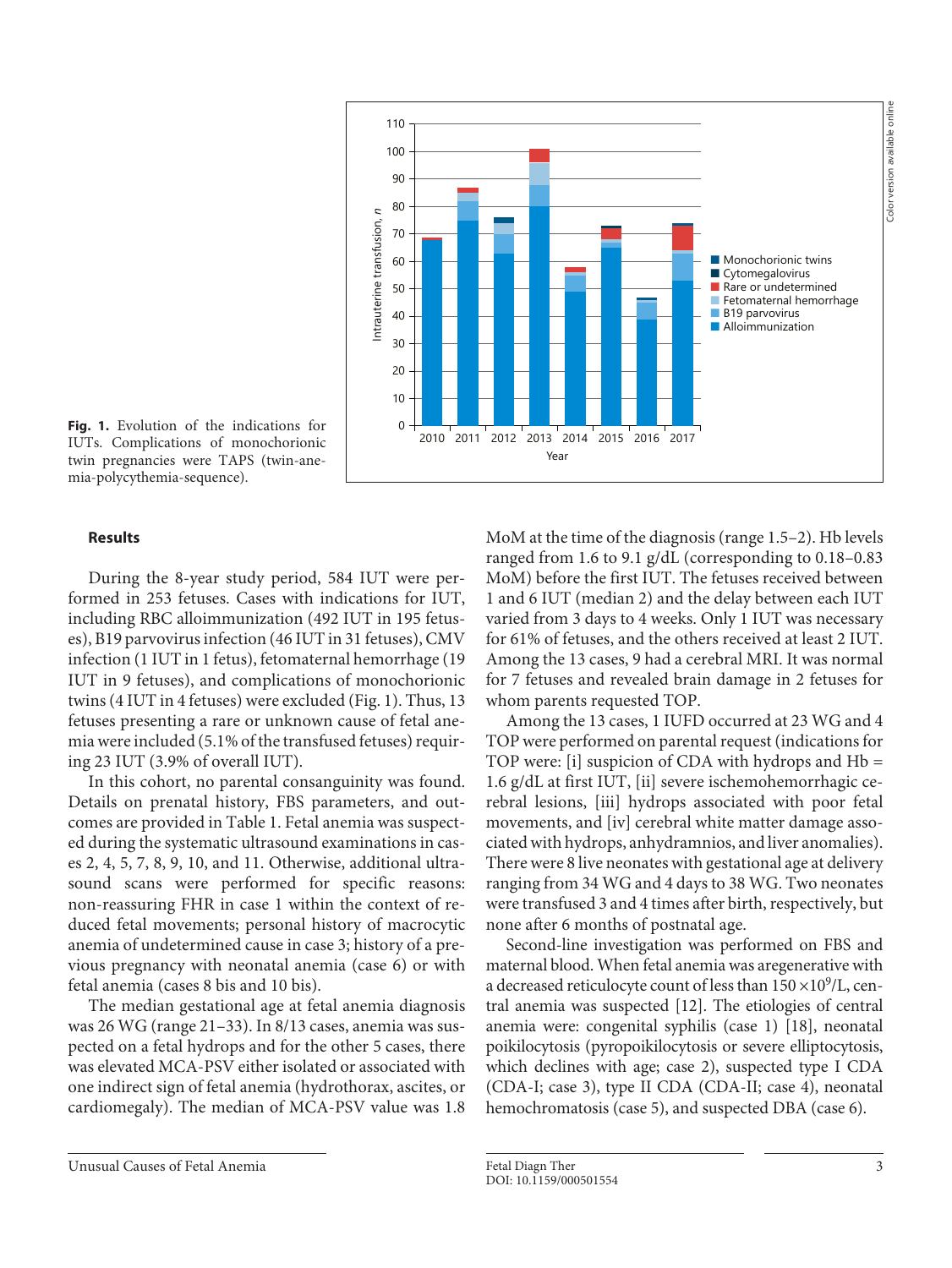**Fig. 1.** Evolution of the indications for IUTs. Complications of monochorionic twin pregnancies were TAPS (twin-anemia-polycythemia-sequence).

## Results

During the 8-year study period, 584 IUT were performed in 253 fetuses. Cases with indications for IUT, including RBC alloimmunization (492 IUT in 195 fetuses), B19 parvovirus infection (46 IUT in 31 fetuses), CMV infection (1 IUT in 1 fetus), fetomaternal hemorrhage (19 IUT in 9 fetuses), and complications of monochorionic twins (4 IUT in 4 fetuses) were excluded (Fig. 1). Thus, 13 fetuses presenting a rare or unknown cause of fetal anemia were included (5.1% of the transfused fetuses) requiring 23 IUT (3.9% of overall IUT).

In this cohort, no parental consanguinity was found. Details on prenatal history, FBS parameters, and outcomes are provided in Table 1. Fetal anemia was suspected during the systematic ultrasound examinations in cases 2, 4, 5, 7, 8, 9, 10, and 11. Otherwise, additional ultrasound scans were performed for specific reasons: non-reassuring FHR in case 1 within the context of reduced fetal movements; personal history of macrocytic anemia of undetermined cause in case 3; history of a previous pregnancy with neonatal anemia (case 6) or with fetal anemia (cases 8 bis and 10 bis).

The median gestational age at fetal anemia diagnosis was 26 WG (range 21–33). In 8/13 cases, anemia was suspected on a fetal hydrops and for the other 5 cases, there was elevated MCA-PSV either isolated or associated with one indirect sign of fetal anemia (hydrothorax, ascites, or cardiomegaly). The median of MCA-PSV value was 1.8 MoM at the time of the diagnosis (range 1.5–2). Hb levels ranged from 1.6 to 9.1 g/dL (corresponding to 0.18–0.83 MoM) before the first IUT. The fetuses received between 1 and 6 IUT (median 2) and the delay between each IUT varied from 3 days to 4 weeks. Only 1 IUT was necessary for 61% of fetuses, and the others received at least 2 IUT. Among the 13 cases, 9 had a cerebral MRI. It was normal for 7 fetuses and revealed brain damage in 2 fetuses for whom parents requested TOP.

Among the 13 cases, 1 IUFD occurred at 23 WG and 4 TOP were performed on parental request (indications for TOP were: [i] suspicion of CDA with hydrops and Hb = 1.6 g/dL at first IUT, [ii] severe ischemohemorrhagic cerebral lesions, [iii] hydrops associated with poor fetal movements, and [iv] cerebral white matter damage associated with hydrops, anhydramnios, and liver anomalies). There were 8 live neonates with gestational age at delivery ranging from 34 WG and 4 days to 38 WG. Two neonates were transfused 3 and 4 times after birth, respectively, but none after 6 months of postnatal age.

Second-line investigation was performed on FBS and maternal blood. When fetal anemia was aregenerative with a decreased reticulocyte count of less than $150 \times 10^9$/L, central anemia was suspected [12]. The etiologies of central anemia were: congenital syphilis (case 1) [18], neonatal poikilocytosis (pyropoikilocytosis or severe elliptocytosis, which declines with age; case 2), suspected type I CDA (CDA-I; case 3), type II CDA (CDA-II; case 4), neonatal hemochromatosis (case 5), and suspected DBA (case 6).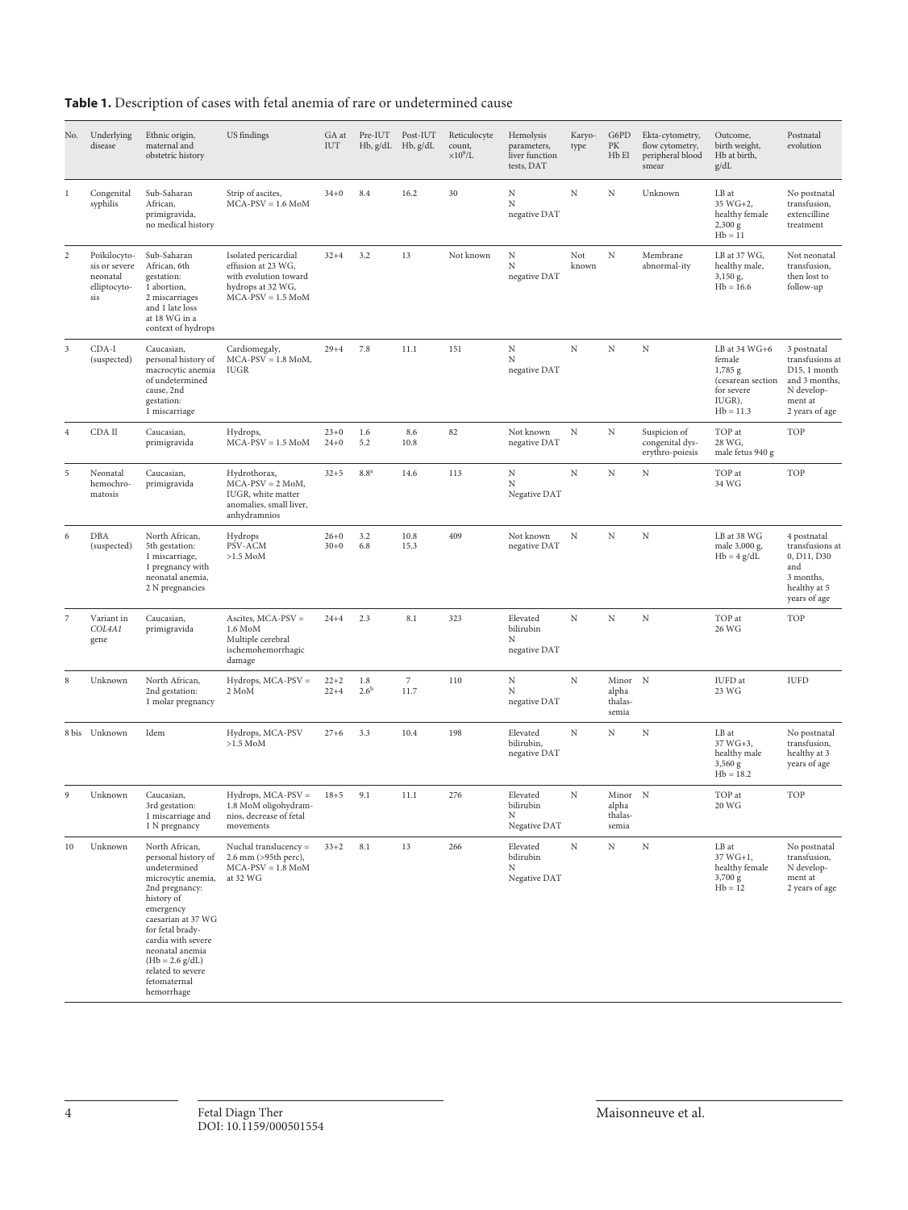**Table 1.** Description of cases with fetal anemia of rare or undetermined cause

| No. | Underlying disease | Ethnic origin, maternal and obstetric history | US findings | GA at IUT | Pre-IUT Hb, g/dL | Post-IUT Hb, g/dL | Reticulocyte count, $\times 10^9$/L | Hemolysis parameters, liver function tests, DAT | Karyotype | G6PD PK Hb El | Ekta-cytometry, flow cytometry, peripheral blood smear | Outcome, birth weight, Hb at birth, g/dL | Postnatal evolution |
|---|---|---|---|---|---|---|---|---|---|---|---|---|---|
| 1 | Congenital syphilis | Sub-Saharan African, primigravida, no medical history | Strip of ascites, MCA-PSV = 1.6 MoM | 34+0 | 8.4 | 16.2 | 30 | N N negative DAT | N | N | Unknown | LB at 35 WG+2, healthy female 2,300 g Hb = 11 | No postnatal transfusion, extencilline treatment |
| 2 | Poïkilocytosis or severe neonatal elliptocytosis | Sub-Saharan African, 6th gestation: 1 abortion, 2 miscarriages and 1 late loss at 18 WG in a context of hydrops | Isolated pericardial effusion at 23 WG, with evolution toward hydrops at 32 WG, MCA-PSV = 1.5 MoM | 32+4 | 3.2 | 13 | Not known | N N negative DAT | Not known | N | Membrane abnormal-ity | LB at 37 WG, healthy male, 3,150 g, Hb = 16.6 | Not neonatal transfusion, then lost to follow-up |
| 3 | CDA-I (suspected) | Caucasian, personal history of macrocytic anemia of undetermined cause, 2nd gestation: 1 miscarriage | Cardiomegaly, MCA-PSV = 1.8 MoM, IUGR | 29+4 | 7.8 | 11.1 | 151 | N N negative DAT | N | N | N | LB at 34 WG+6 female 1,785 g (cesarean section for severe IUGR), Hb = 11.3 | 3 postnatal transfusions at D15, 1 month and 3 months, N development at 2 years of age |
| 4 | CDA II | Caucasian, primigravida | Hydrops, MCA-PSV = 1.5 MoM | 23+0<br>24+0 | 1.6<br>5.2 | 8.6<br>10.8 | 82 | Not known negative DAT | N | N | Suspicion of congenital dys-erythro-poiesis | TOP at 28 WG, male fetus 940 g | TOP |
| 5 | Neonatal hemochromatosis | Caucasian, primigravida | Hydrothorax, MCA-PSV = 2 MoM, IUGR, white matter anomalies, small liver, anhydramnios | 32+5 | 8.8[a] | 14.6 | 113 | N N Negative DAT | N | N | N | TOP at 34 WG | TOP |
| 6 | DBA (suspected) | North African, 5th gestation: 1 miscarriage, 1 pregnancy with neonatal anemia, 2 N pregnancies | Hydrops PSV-ACM >1.5 MoM | 26+0<br>30+0 | 3.2<br>6.8 | 10.8<br>15.3 | 409 | Not known negative DAT | N | N | N | LB at 38 WG male 3,000 g, Hb = 4 g/dL | 4 postnatal transfusions at 0, D11, D30 and 3 months, healthy at 5 years of age |
| 7 | Variant in *COL4A1* gene | Caucasian, primigravida | Ascites, MCA-PSV = 1.6 MoM Multiple cerebral ischemohemorrhagic damage | 24+4 | 2.3 | 8.1 | 323 | Elevated bilirubin N negative DAT | N | N | N | TOP at 26 WG | TOP |
| 8 | Unknown | North African, 2nd gestation: 1 molar pregnancy | Hydrops, MCA-PSV = 2 MoM | 22+2<br>22+4 | 1.8<br>2.6[b] | 7<br>11.7 | 110 | N N negative DAT | N | Minor alpha thalassemia | N | IUFD at 23 WG | IUFD |
| 8 bis | Unknown | Idem | Hydrops, MCA-PSV >1.5 MoM | 27+6 | 3.3 | 10.4 | 198 | Elevated bilirubin, negative DAT | N | N | N | LB at 37 WG+3, healthy male 3,560 g Hb = 18.2 | No postnatal transfusion, healthy at 3 years of age |
| 9 | Unknown | Caucasian, 3rd gestation: 1 miscarriage and 1 N pregnancy | Hydrops, MCA-PSV = 1.8 MoM oligohydramnios, decrease of fetal movements | 18+5 | 9.1 | 11.1 | 276 | Elevated bilirubin N Negative DAT | N | Minor alpha thalassemia | N | TOP at 20 WG | TOP |
| 10 | Unknown | North African, personal history of undetermined microcytic anemia, 2nd pregnancy: history of emergency caesarian at 37 WG for fetal bradycardia with severe neonatal anemia (Hb = 2.6 g/dL) related to severe fetomaternal hemorrhage | Nuchal translucency = 2.6 mm (>95th perc), MCA-PSV = 1.8 MoM at 32 WG | 33+2 | 8.1 | 13 | 266 | Elevated bilirubin N Negative DAT | N | N | N | LB at 37 WG+1, healthy female 3,700 g Hb = 12 | No postnatal transfusion, N development at 2 years of age |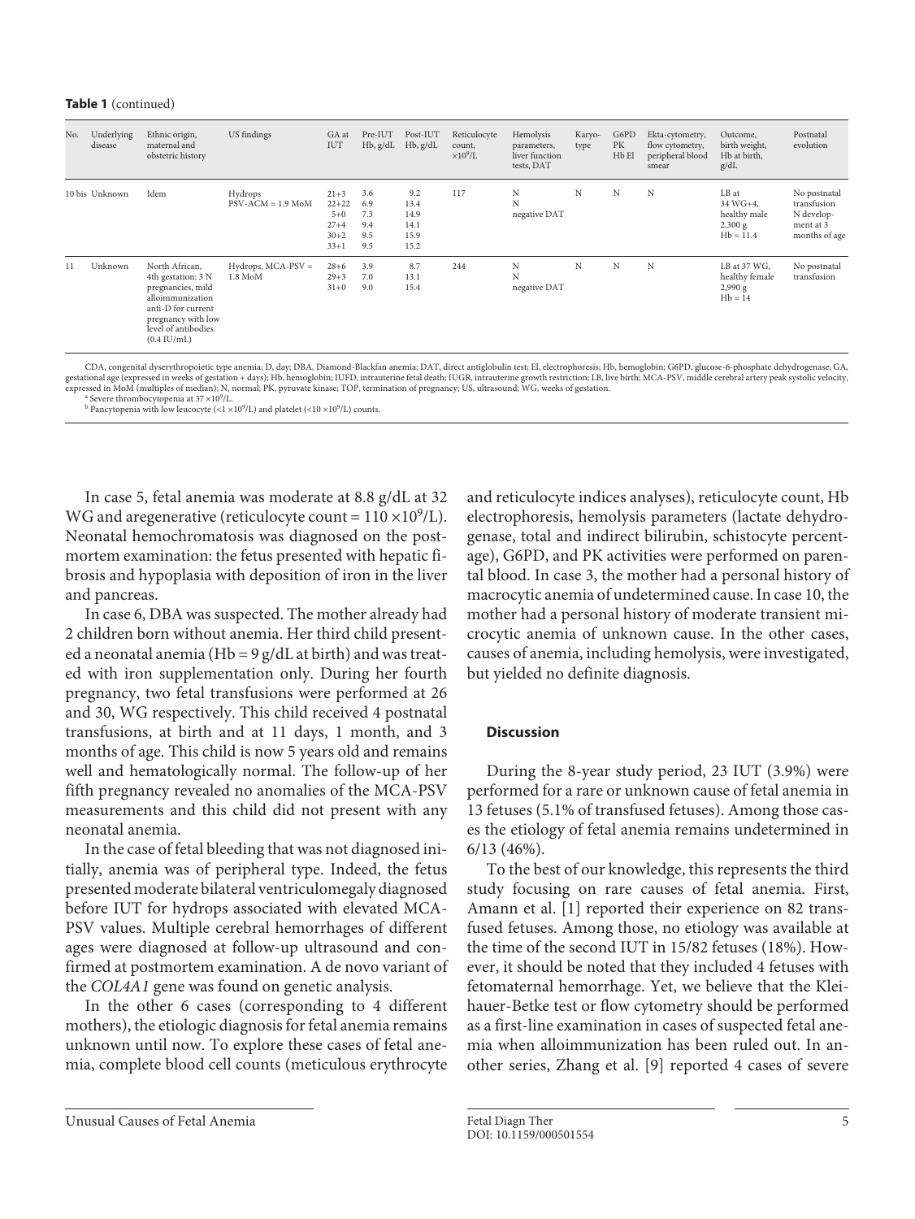**Table 1** (continued)

| No. | Underlying disease | Ethnic origin, maternal and obstetric history | US findings | GA at IUT | Pre-IUT Hb, g/dL | Post-IUT Hb, g/dL | Reticulocyte count, $\times 10^9$/L | Hemolysis parameters, liver function tests, DAT | Karyo-type | G6PD PK Hb El | Ekta-cytometry, flow cytometry, peripheral blood smear | Outcome, birth weight, Hb at birth, g/dL | Postnatal evolution |
|---|---|---|---|---|---|---|---|---|---|---|---|---|---|
| 10 bis | Unknown | Idem | Hydrops PSV-ACM = 1.9 MoM | 21+3<br>22+22<br>5+0<br>27+4<br>30+2<br>33+1 | 3.6<br>6.9<br>7.3<br>9.4<br>9.5<br>9.5 | 9.2<br>13.4<br>14.9<br>14.1<br>15.9<br>15.2 | 117 | N<br>N<br>negative DAT | N | N | N | LB at 34 WG+4, healthy male 2,300 g Hb = 11.4 | No postnatal transfusion N develop-ment at 3 months of age |
| 11 | Unknown | North African, 4th gestation: 3 N pregnancies, mild alloimmunization anti-D for current pregnancy with low level of antibodies (0.4 IU/mL) | Hydrops, MCA-PSV = 1.8 MoM | 28+6<br>29+3<br>31+0 | 3.9<br>7.0<br>9.0 | 8.7<br>13.1<br>15.4 | 244 | N<br>N<br>negative DAT | N | N | N | LB at 37 WG, healthy female 2,990 g Hb = 14 | No postnatal transfusion |

CDA, congenital dyserythropoietic type anemia; D, day; DBA, Diamond-Blackfan anemia; DAT, direct antiglobulin test; El, electrophoresis; Hb, hemoglobin; G6PD, glucose-6-phosphate dehydrogenase; GA, gestational age (expressed in weeks of gestation + days); Hb, hemoglobin; IUFD, intrauterine fetal death; IUGR, intrauterine growth restriction; LB, live birth; MCA-PSV, middle cerebral artery peak systolic velocity, expressed in MoM (multiples of median); N, normal; PK, pyruvate kinase; TOP, termination of pregnancy; US, ultrasound; WG, weeks of gestation.
[a] Severe thrombocytopenia at $37 \times 10^9$/L.
[b] Pancytopenia with low leucocyte ($<1 \times 10^9$/L) and platelet ($<10 \times 10^9$/L) counts.

In case 5, fetal anemia was moderate at 8.8 g/dL at 32 WG and aregenerative (reticulocyte count = $110 \times 10^9$/L). Neonatal hemochromatosis was diagnosed on the postmortem examination: the fetus presented with hepatic fibrosis and hypoplasia with deposition of iron in the liver and pancreas.

In case 6, DBA was suspected. The mother already had 2 children born without anemia. Her third child presented a neonatal anemia (Hb = 9 g/dL at birth) and was treated with iron supplementation only. During her fourth pregnancy, two fetal transfusions were performed at 26 and 30, WG respectively. This child received 4 postnatal transfusions, at birth and at 11 days, 1 month, and 3 months of age. This child is now 5 years old and remains well and hematologically normal. The follow-up of her fifth pregnancy revealed no anomalies of the MCA-PSV measurements and this child did not present with any neonatal anemia.

In the case of fetal bleeding that was not diagnosed initially, anemia was of peripheral type. Indeed, the fetus presented moderate bilateral ventriculomegaly diagnosed before IUT for hydrops associated with elevated MCA-PSV values. Multiple cerebral hemorrhages of different ages were diagnosed at follow-up ultrasound and confirmed at postmortem examination. A de novo variant of the *COL4A1* gene was found on genetic analysis.

In the other 6 cases (corresponding to 4 different mothers), the etiologic diagnosis for fetal anemia remains unknown until now. To explore these cases of fetal anemia, complete blood cell counts (meticulous erythrocyte and reticulocyte indices analyses), reticulocyte count, Hb electrophoresis, hemolysis parameters (lactate dehydrogenase, total and indirect bilirubin, schistocyte percentage), G6PD, and PK activities were performed on parental blood. In case 3, the mother had a personal history of macrocytic anemia of undetermined cause. In case 10, the mother had a personal history of moderate transient microcytic anemia of unknown cause. In the other cases, causes of anemia, including hemolysis, were investigated, but yielded no definite diagnosis.

## Discussion

During the 8-year study period, 23 IUT (3.9%) were performed for a rare or unknown cause of fetal anemia in 13 fetuses (5.1% of transfused fetuses). Among those cases the etiology of fetal anemia remains undetermined in 6/13 (46%).

To the best of our knowledge, this represents the third study focusing on rare causes of fetal anemia. First, Amann et al. [1] reported their experience on 82 transfused fetuses. Among those, no etiology was available at the time of the second IUT in 15/82 fetuses (18%). However, it should be noted that they included 4 fetuses with fetomaternal hemorrhage. Yet, we believe that the Kleihauer-Betke test or flow cytometry should be performed as a first-line examination in cases of suspected fetal anemia when alloimmunization has been ruled out. In another series, Zhang et al. [9] reported 4 cases of severe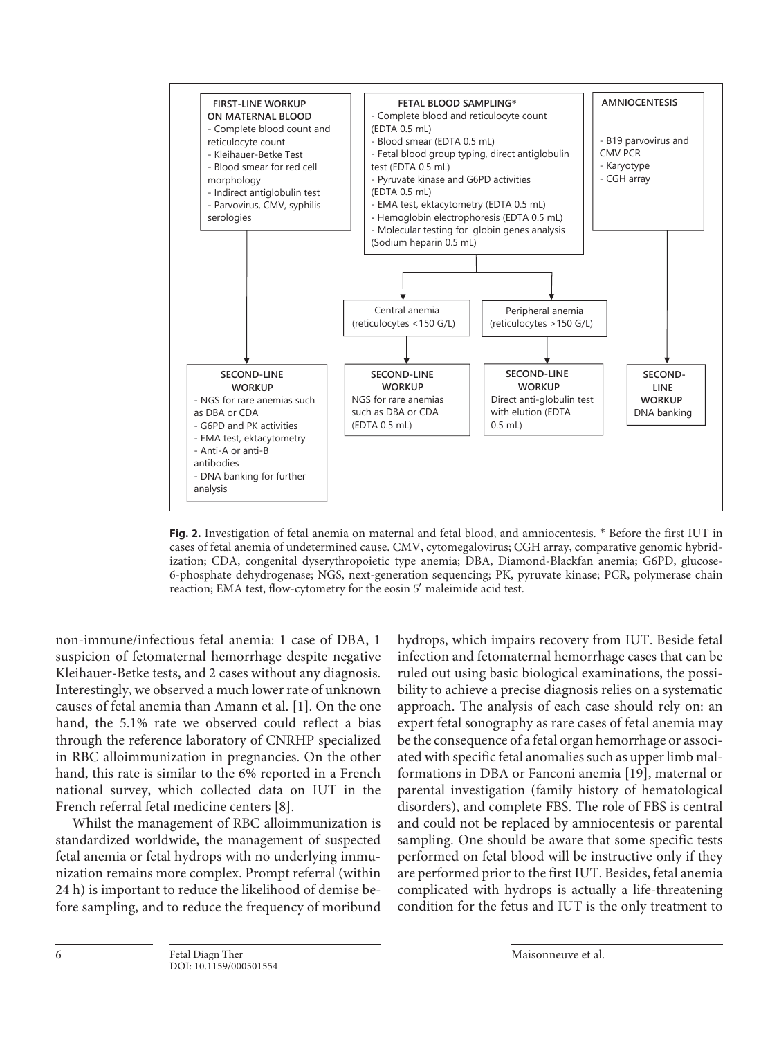**FIRST-LINE WORKUP ON MATERNAL BLOOD**
- Complete blood count and reticulocyte count
- Kleihauer-Betke Test
- Blood smear for red cell morphology
- Indirect antiglobulin test
- Parvovirus, CMV, syphilis serologies

**FETAL BLOOD SAMPLING***
- Complete blood and reticulocyte count (EDTA 0.5 mL)
- Blood smear (EDTA 0.5 mL)
- Fetal blood group typing, direct antiglobulin test (EDTA 0.5 mL)
- Pyruvate kinase and G6PD activities (EDTA 0.5 mL)
- EMA test, ektacytometry (EDTA 0.5 mL)
- Hemoglobin electrophoresis (EDTA 0.5 mL)
- Molecular testing for globin genes analysis (Sodium heparin 0.5 mL)

**AMNIOCENTESIS**
- B19 parvovirus and CMV PCR
- Karyotype
- CGH array

Central anemia (reticulocytes <150 G/L)

Peripheral anemia (reticulocytes >150 G/L)

**SECOND-LINE WORKUP** (maternal blood)
- NGS for rare anemias such as DBA or CDA
- G6PD and PK activities
- EMA test, ektacytometry
- Anti-A or anti-B antibodies
- DNA banking for further analysis

**SECOND-LINE WORKUP** (central anemia)
NGS for rare anemias such as DBA or CDA (EDTA 0.5 mL)

**SECOND-LINE WORKUP** (peripheral anemia)
Direct anti-globulin test with elution (EDTA 0.5 mL)

**SECOND-LINE WORKUP** (amniocentesis)
DNA banking

**Fig. 2.** Investigation of fetal anemia on maternal and fetal blood, and amniocentesis. * Before the first IUT in cases of fetal anemia of undetermined cause. CMV, cytomegalovirus; CGH array, comparative genomic hybridization; CDA, congenital dyserythropoietic type anemia; DBA, Diamond-Blackfan anemia; G6PD, glucose-6-phosphate dehydrogenase; NGS, next-generation sequencing; PK, pyruvate kinase; PCR, polymerase chain reaction; EMA test, flow-cytometry for the eosin 5′ maleimide acid test.

non-immune/infectious fetal anemia: 1 case of DBA, 1 suspicion of fetomaternal hemorrhage despite negative Kleihauer-Betke tests, and 2 cases without any diagnosis. Interestingly, we observed a much lower rate of unknown causes of fetal anemia than Amann et al. [1]. On the one hand, the 5.1% rate we observed could reflect a bias through the reference laboratory of CNRHP specialized in RBC alloimmunization in pregnancies. On the other hand, this rate is similar to the 6% reported in a French national survey, which collected data on IUT in the French referral fetal medicine centers [8].

Whilst the management of RBC alloimmunization is standardized worldwide, the management of suspected fetal anemia or fetal hydrops with no underlying immunization remains more complex. Prompt referral (within 24 h) is important to reduce the likelihood of demise before sampling, and to reduce the frequency of moribund hydrops, which impairs recovery from IUT. Beside fetal infection and fetomaternal hemorrhage cases that can be ruled out using basic biological examinations, the possibility to achieve a precise diagnosis relies on a systematic approach. The analysis of each case should rely on: an expert fetal sonography as rare cases of fetal anemia may be the consequence of a fetal organ hemorrhage or associated with specific fetal anomalies such as upper limb malformations in DBA or Fanconi anemia [19], maternal or parental investigation (family history of hematological disorders), and complete FBS. The role of FBS is central and could not be replaced by amniocentesis or parental sampling. One should be aware that some specific tests performed on fetal blood will be instructive only if they are performed prior to the first IUT. Besides, fetal anemia complicated with hydrops is actually a life-threatening condition for the fetus and IUT is the only treatment to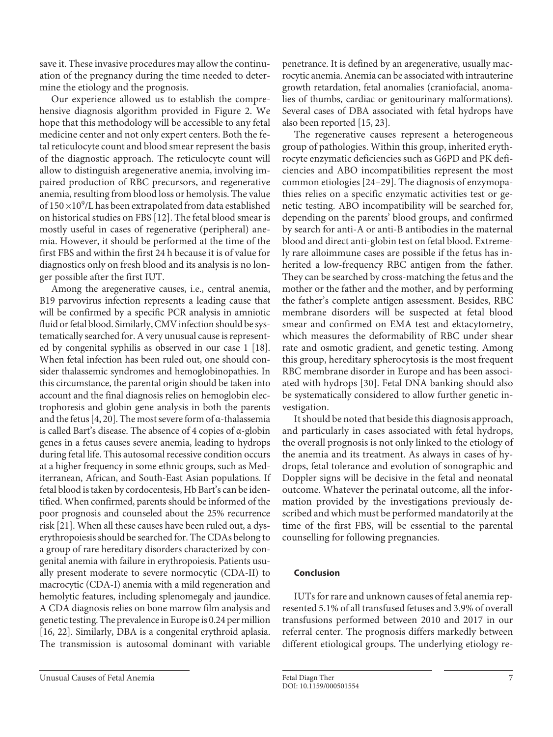save it. These invasive procedures may allow the continuation of the pregnancy during the time needed to determine the etiology and the prognosis.

Our experience allowed us to establish the comprehensive diagnosis algorithm provided in Figure 2. We hope that this methodology will be accessible to any fetal medicine center and not only expert centers. Both the fetal reticulocyte count and blood smear represent the basis of the diagnostic approach. The reticulocyte count will allow to distinguish aregenerative anemia, involving impaired production of RBC precursors, and regenerative anemia, resulting from blood loss or hemolysis. The value of $150 \times 10^9$/L has been extrapolated from data established on historical studies on FBS [12]. The fetal blood smear is mostly useful in cases of regenerative (peripheral) anemia. However, it should be performed at the time of the first FBS and within the first 24 h because it is of value for diagnostics only on fresh blood and its analysis is no longer possible after the first IUT.

Among the aregenerative causes, i.e., central anemia, B19 parvovirus infection represents a leading cause that will be confirmed by a specific PCR analysis in amniotic fluid or fetal blood. Similarly, CMV infection should be systematically searched for. A very unusual cause is represented by congenital syphilis as observed in our case 1 [18]. When fetal infection has been ruled out, one should consider thalassemic syndromes and hemoglobinopathies. In this circumstance, the parental origin should be taken into account and the final diagnosis relies on hemoglobin electrophoresis and globin gene analysis in both the parents and the fetus [4, 20]. The most severe form of α-thalassemia is called Bart's disease. The absence of 4 copies of α-globin genes in a fetus causes severe anemia, leading to hydrops during fetal life. This autosomal recessive condition occurs at a higher frequency in some ethnic groups, such as Mediterranean, African, and South-East Asian populations. If fetal blood is taken by cordocentesis, Hb Bart's can be identified. When confirmed, parents should be informed of the poor prognosis and counseled about the 25% recurrence risk [21]. When all these causes have been ruled out, a dyserythropoiesis should be searched for. The CDAs belong to a group of rare hereditary disorders characterized by congenital anemia with failure in erythropoiesis. Patients usually present moderate to severe normocytic (CDA-II) to macrocytic (CDA-I) anemia with a mild regeneration and hemolytic features, including splenomegaly and jaundice. A CDA diagnosis relies on bone marrow film analysis and genetic testing. The prevalence in Europe is 0.24 per million [16, 22]. Similarly, DBA is a congenital erythroid aplasia. The transmission is autosomal dominant with variable penetrance. It is defined by an aregenerative, usually macrocytic anemia. Anemia can be associated with intrauterine growth retardation, fetal anomalies (craniofacial, anomalies of thumbs, cardiac or genitourinary malformations). Several cases of DBA associated with fetal hydrops have also been reported [15, 23].

The regenerative causes represent a heterogeneous group of pathologies. Within this group, inherited erythrocyte enzymatic deficiencies such as G6PD and PK deficiencies and ABO incompatibilities represent the most common etiologies [24–29]. The diagnosis of enzymopathies relies on a specific enzymatic activities test or genetic testing. ABO incompatibility will be searched for, depending on the parents' blood groups, and confirmed by search for anti-A or anti-B antibodies in the maternal blood and direct anti-globin test on fetal blood. Extremely rare alloimmune cases are possible if the fetus has inherited a low-frequency RBC antigen from the father. They can be searched by cross-matching the fetus and the mother or the father and the mother, and by performing the father's complete antigen assessment. Besides, RBC membrane disorders will be suspected at fetal blood smear and confirmed on EMA test and ektacytometry, which measures the deformability of RBC under shear rate and osmotic gradient, and genetic testing. Among this group, hereditary spherocytosis is the most frequent RBC membrane disorder in Europe and has been associated with hydrops [30]. Fetal DNA banking should also be systematically considered to allow further genetic investigation.

It should be noted that beside this diagnosis approach, and particularly in cases associated with fetal hydrops, the overall prognosis is not only linked to the etiology of the anemia and its treatment. As always in cases of hydrops, fetal tolerance and evolution of sonographic and Doppler signs will be decisive in the fetal and neonatal outcome. Whatever the perinatal outcome, all the information provided by the investigations previously described and which must be performed mandatorily at the time of the first FBS, will be essential to the parental counselling for following pregnancies.

## Conclusion

IUTs for rare and unknown causes of fetal anemia represented 5.1% of all transfused fetuses and 3.9% of overall transfusions performed between 2010 and 2017 in our referral center. The prognosis differs markedly between different etiological groups. The underlying etiology re-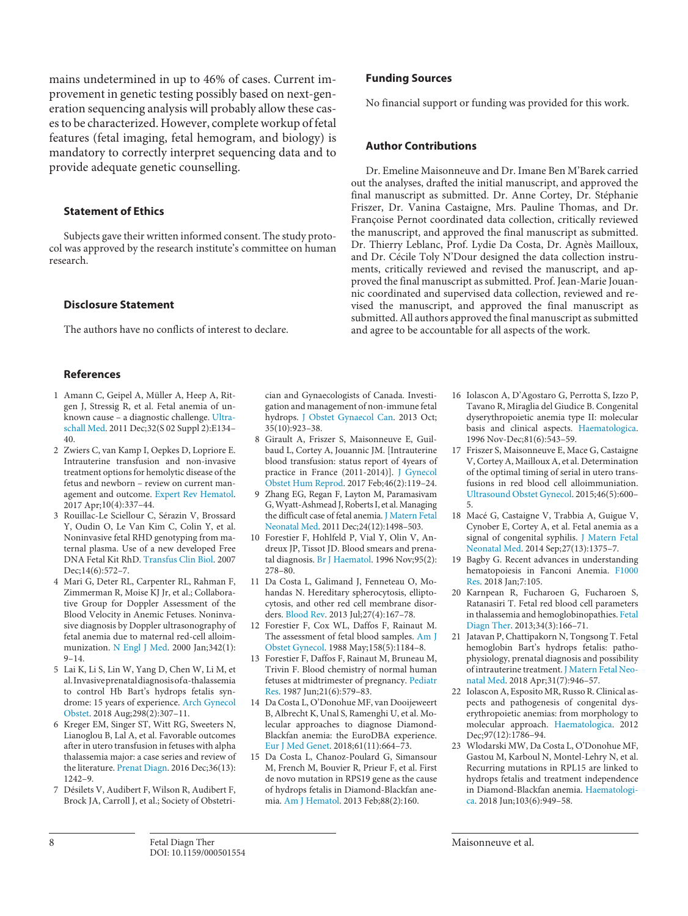mains undetermined in up to 46% of cases. Current improvement in genetic testing possibly based on next-generation sequencing analysis will probably allow these cases to be characterized. However, complete workup of fetal features (fetal imaging, fetal hemogram, and biology) is mandatory to correctly interpret sequencing data and to provide adequate genetic counselling.

## Statement of Ethics

Subjects gave their written informed consent. The study protocol was approved by the research institute's committee on human research.

## Disclosure Statement

The authors have no conflicts of interest to declare.

## Funding Sources

No financial support or funding was provided for this work.

## Author Contributions

Dr. Emeline Maisonneuve and Dr. Imane Ben M'Barek carried out the analyses, drafted the initial manuscript, and approved the final manuscript as submitted. Dr. Anne Cortey, Dr. Stéphanie Friszer, Dr. Vanina Castaigne, Mrs. Pauline Thomas, and Dr. Françoise Pernot coordinated data collection, critically reviewed the manuscript, and approved the final manuscript as submitted. Dr. Thierry Leblanc, Prof. Lydie Da Costa, Dr. Agnès Mailloux, and Dr. Cécile Toly N'Dour designed the data collection instruments, critically reviewed and revised the manuscript, and approved the final manuscript as submitted. Prof. Jean-Marie Jouannic coordinated and supervised data collection, reviewed and revised the manuscript, and approved the final manuscript as submitted. All authors approved the final manuscript as submitted and agree to be accountable for all aspects of the work.

## References

1. Amann C, Geipel A, Müller A, Heep A, Ritgen J, Stressig R, et al. Fetal anemia of unknown cause – a diagnostic challenge. Ultraschall Med. 2011 Dec;32(S 02 Suppl 2):E134–40.
2. Zwiers C, van Kamp I, Oepkes D, Lopriore E. Intrauterine transfusion and non-invasive treatment options for hemolytic disease of the fetus and newborn – review on current management and outcome. Expert Rev Hematol. 2017 Apr;10(4):337–44.
3. Rouillac-Le Sciellour C, Sérazin V, Brossard Y, Oudin O, Le Van Kim C, Colin Y, et al. Noninvasive fetal RHD genotyping from maternal plasma. Use of a new developed Free DNA Fetal Kit RhD. Transfus Clin Biol. 2007 Dec;14(6):572–7.
4. Mari G, Deter RL, Carpenter RL, Rahman F, Zimmerman R, Moise KJ Jr, et al.; Collaborative Group for Doppler Assessment of the Blood Velocity in Anemic Fetuses. Noninvasive diagnosis by Doppler ultrasonography of fetal anemia due to maternal red-cell alloimmunization. N Engl J Med. 2000 Jan;342(1):9–14.
5. Lai K, Li S, Lin W, Yang D, Chen W, Li M, et al. Invasive prenatal diagnosis of α-thalassemia to control Hb Bart's hydrops fetalis syndrome: 15 years of experience. Arch Gynecol Obstet. 2018 Aug;298(2):307–11.
6. Kreger EM, Singer ST, Witt RG, Sweeters N, Lianoglou B, Lal A, et al. Favorable outcomes after in utero transfusion in fetuses with alpha thalassemia major: a case series and review of the literature. Prenat Diagn. 2016 Dec;36(13):1242–9.
7. Désilets V, Audibert F, Wilson R, Audibert F, Brock JA, Carroll J, et al.; Society of Obstetrician and Gynaecologists of Canada. Investigation and management of non-immune fetal hydrops. J Obstet Gynaecol Can. 2013 Oct;35(10):923–38.
8. Girault A, Friszer S, Maisonneuve E, Guilbaud L, Cortey A, Jouannic JM. [Intrauterine blood transfusion: status report of 4years of practice in France (2011-2014)]. J Gynecol Obstet Hum Reprod. 2017 Feb;46(2):119–24.
9. Zhang EG, Regan F, Layton M, Paramasivam G, Wyatt-Ashmead J, Roberts I, et al. Managing the difficult case of fetal anemia. J Matern Fetal Neonatal Med. 2011 Dec;24(12):1498–503.
10. Forestier F, Hohlfeld P, Vial Y, Olin V, Andreux JP, Tissot JD. Blood smears and prenatal diagnosis. Br J Haematol. 1996 Nov;95(2):278–80.
11. Da Costa L, Galimand J, Fenneteau O, Mohandas N. Hereditary spherocytosis, elliptocytosis, and other red cell membrane disorders. Blood Rev. 2013 Jul;27(4):167–78.
12. Forestier F, Cox WL, Daffos F, Rainaut M. The assessment of fetal blood samples. Am J Obstet Gynecol. 1988 May;158(5):1184–8.
13. Forestier F, Daffos F, Rainaut M, Bruneau M, Trivin F. Blood chemistry of normal human fetuses at midtrimester of pregnancy. Pediatr Res. 1987 Jun;21(6):579–83.
14. Da Costa L, O'Donohue MF, van Dooijeweert B, Albrecht K, Unal S, Ramenghi U, et al. Molecular approaches to diagnose Diamond-Blackfan anemia: the EuroDBA experience. Eur J Med Genet. 2018;61(11):664–73.
15. Da Costa L, Chanoz-Poulard G, Simansour M, French M, Bouvier R, Prieur F, et al. First de novo mutation in RPS19 gene as the cause of hydrops fetalis in Diamond-Blackfan anemia. Am J Hematol. 2013 Feb;88(2):160.
16. Iolascon A, D'Agostaro G, Perrotta S, Izzo P, Tavano R, Miraglia del Giudice B. Congenital dyserythropoietic anemia type II: molecular basis and clinical aspects. Haematologica. 1996 Nov-Dec;81(6):543–59.
17. Friszer S, Maisonneuve E, Mace G, Castaigne V, Cortey A, Mailloux A, et al. Determination of the optimal timing of serial in utero transfusions in red blood cell alloimmunisation. Ultrasound Obstet Gynecol. 2015;46(5):600–5.
18. Macé G, Castaigne V, Trabbia A, Guigue V, Cynober E, Cortey A, et al. Fetal anemia as a signal of congenital syphilis. J Matern Fetal Neonatal Med. 2014 Sep;27(13):1375–7.
19. Bagby G. Recent advances in understanding hematopoiesis in Fanconi Anemia. F1000 Res. 2018 Jan;7:105.
20. Karnpean R, Fucharoen G, Fucharoen S, Ratanasiri T. Fetal red blood cell parameters in thalassemia and hemoglobinopathies. Fetal Diagn Ther. 2013;34(3):166–71.
21. Jatavan P, Chattipakorn N, Tongsong T. Fetal hemoglobin Bart's hydrops fetalis: pathophysiology, prenatal diagnosis and possibility of intrauterine treatment. J Matern Fetal Neonatal Med. 2018 Apr;31(7):946–57.
22. Iolascon A, Esposito MR, Russo R. Clinical aspects and pathogenesis of congenital dyserythropoietic anemias: from morphology to molecular approach. Haematologica. 2012 Dec;97(12):1786–94.
23. Wlodarski MW, Da Costa L, O'Donohue MF, Gastou M, Karboul N, Montel-Lehry N, et al. Recurring mutations in RPL15 are linked to hydrops fetalis and treatment independence in Diamond-Blackfan anemia. Haematologica. 2018 Jun;103(6):949–58.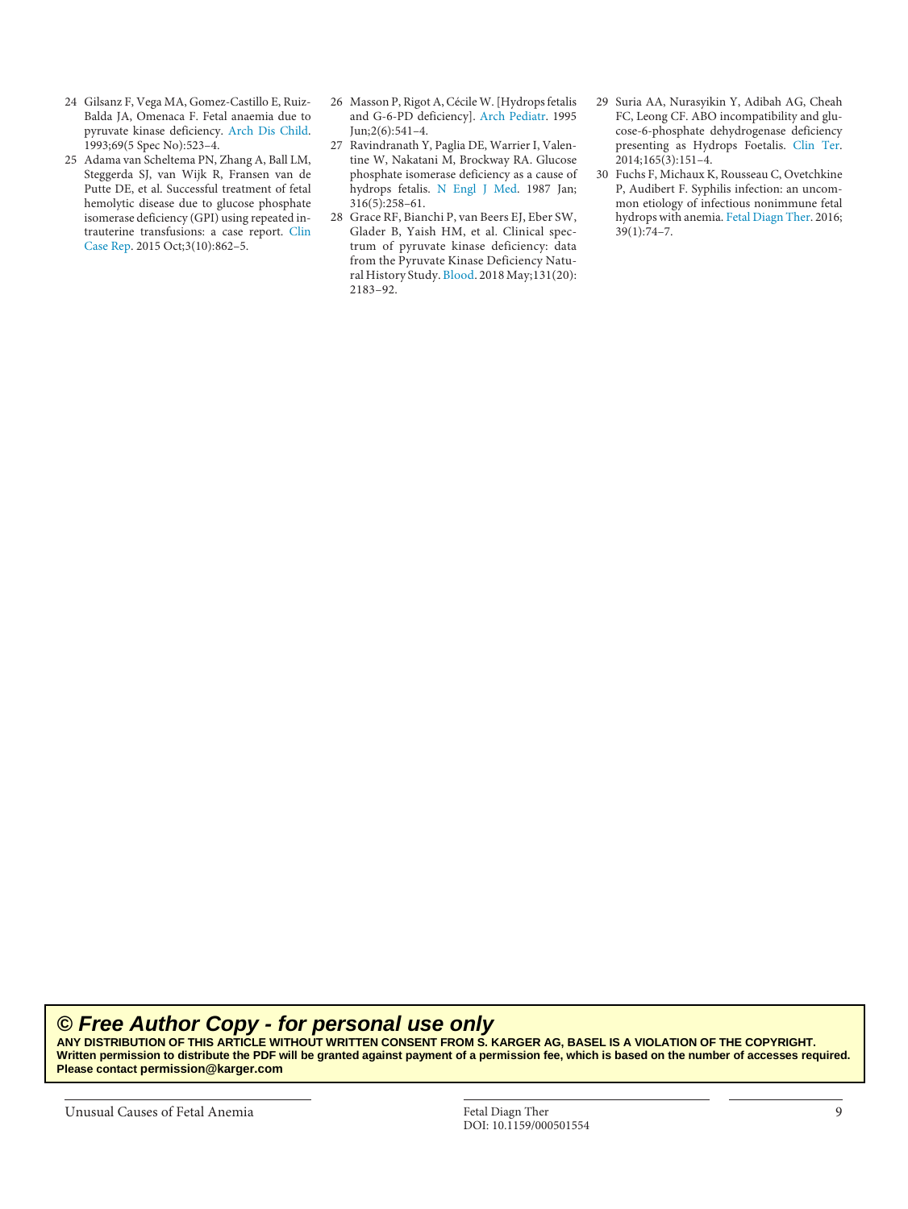24 Gilsanz F, Vega MA, Gomez-Castillo E, Ruiz-Balda JA, Omenaca F. Fetal anaemia due to pyruvate kinase deficiency. Arch Dis Child. 1993;69(5 Spec No):523–4.

25 Adama van Scheltema PN, Zhang A, Ball LM, Steggerda SJ, van Wijk R, Fransen van de Putte DE, et al. Successful treatment of fetal hemolytic disease due to glucose phosphate isomerase deficiency (GPI) using repeated intrauterine transfusions: a case report. Clin Case Rep. 2015 Oct;3(10):862–5.

26 Masson P, Rigot A, Cécile W. [Hydrops fetalis and G-6-PD deficiency]. Arch Pediatr. 1995 Jun;2(6):541–4.

27 Ravindranath Y, Paglia DE, Warrier I, Valentine W, Nakatani M, Brockway RA. Glucose phosphate isomerase deficiency as a cause of hydrops fetalis. N Engl J Med. 1987 Jan;316(5):258–61.

28 Grace RF, Bianchi P, van Beers EJ, Eber SW, Glader B, Yaish HM, et al. Clinical spectrum of pyruvate kinase deficiency: data from the Pyruvate Kinase Deficiency Natural History Study. Blood. 2018 May;131(20):2183–92.

29 Suria AA, Nurasyikin Y, Adibah AG, Cheah FC, Leong CF. ABO incompatibility and glucose-6-phosphate dehydrogenase deficiency presenting as Hydrops Foetalis. Clin Ter. 2014;165(3):151–4.

30 Fuchs F, Michaux K, Rousseau C, Ovetchkine P, Audibert F. Syphilis infection: an uncommon etiology of infectious nonimmune fetal hydrops with anemia. Fetal Diagn Ther. 2016;39(1):74–7.

**© Free Author Copy - for personal use only**

**ANY DISTRIBUTION OF THIS ARTICLE WITHOUT WRITTEN CONSENT FROM S. KARGER AG, BASEL IS A VIOLATION OF THE COPYRIGHT. Written permission to distribute the PDF will be granted against payment of a permission fee, which is based on the number of accesses required. Please contact permission@karger.com**